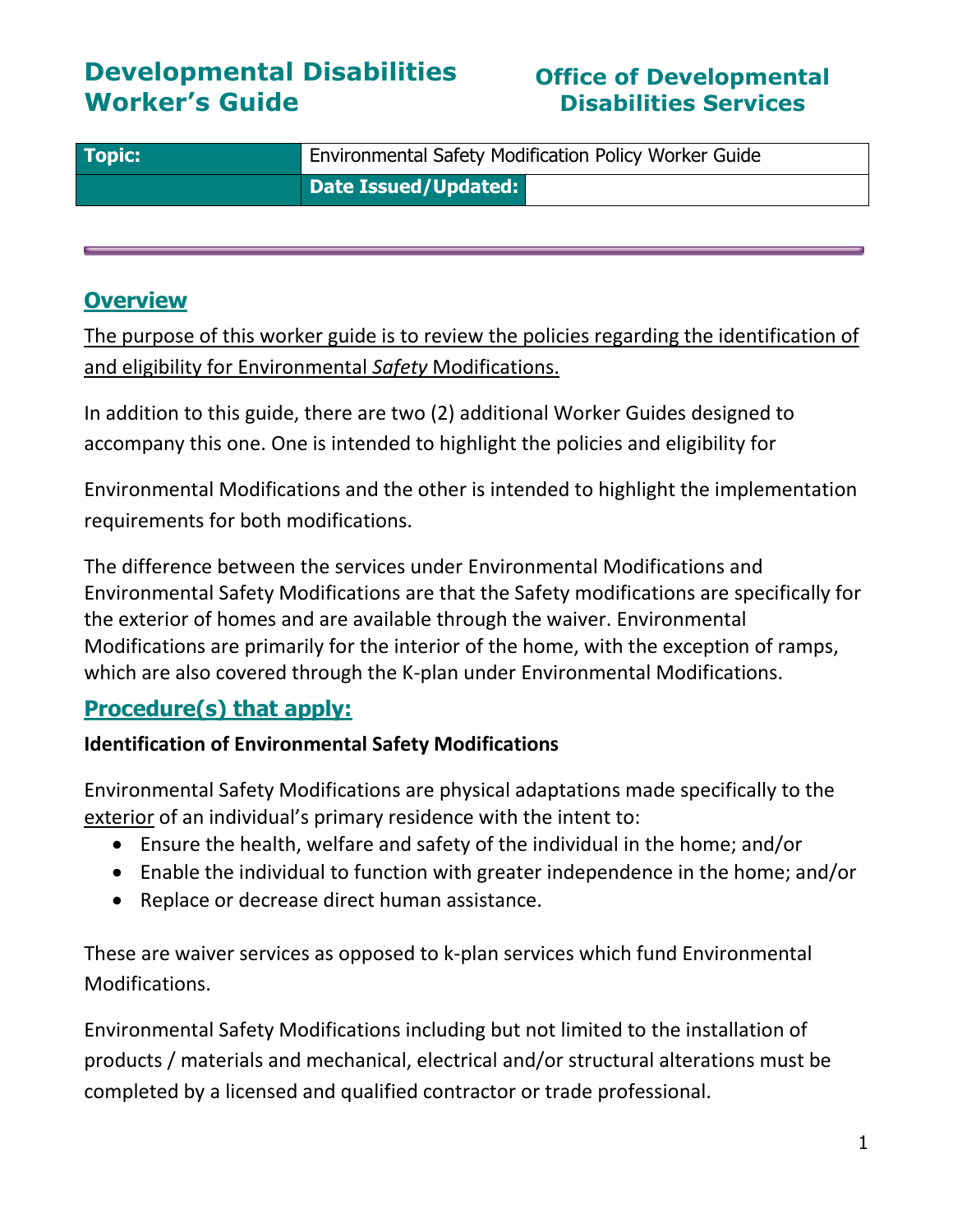# Developmental Disabilities Worker's Guide

# Office of Developmental Disabilities Services

| Topic: | Environmental Safety Modification Policy Worker Guide | |
|---|---|---|
| | **Date Issued/Updated:** | |

## Overview

The purpose of this worker guide is to review the policies regarding the identification of and eligibility for Environmental *Safety* Modifications.

In addition to this guide, there are two (2) additional Worker Guides designed to accompany this one. One is intended to highlight the policies and eligibility for Environmental Modifications and the other is intended to highlight the implementation requirements for both modifications.

The difference between the services under Environmental Modifications and Environmental Safety Modifications are that the Safety modifications are specifically for the exterior of homes and are available through the waiver. Environmental Modifications are primarily for the interior of the home, with the exception of ramps, which are also covered through the K-plan under Environmental Modifications.

## Procedure(s) that apply:

**Identification of Environmental Safety Modifications**

Environmental Safety Modifications are physical adaptations made specifically to the exterior of an individual's primary residence with the intent to:

- Ensure the health, welfare and safety of the individual in the home; and/or
- Enable the individual to function with greater independence in the home; and/or
- Replace or decrease direct human assistance.

These are waiver services as opposed to k-plan services which fund Environmental Modifications.

Environmental Safety Modifications including but not limited to the installation of products / materials and mechanical, electrical and/or structural alterations must be completed by a licensed and qualified contractor or trade professional.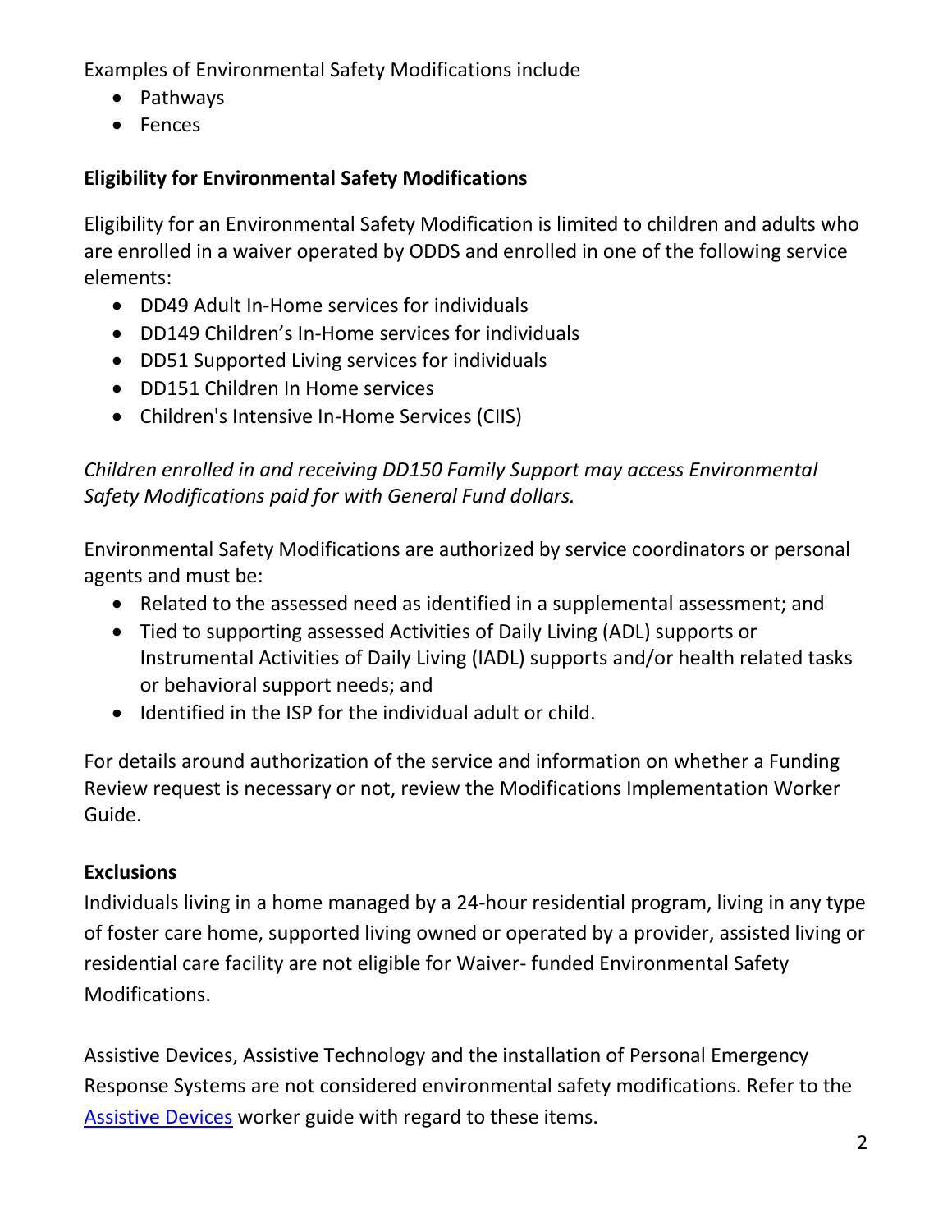Examples of Environmental Safety Modifications include

- Pathways
- Fences

**Eligibility for Environmental Safety Modifications**

Eligibility for an Environmental Safety Modification is limited to children and adults who are enrolled in a waiver operated by ODDS and enrolled in one of the following service elements:

- DD49 Adult In-Home services for individuals
- DD149 Children's In-Home services for individuals
- DD51 Supported Living services for individuals
- DD151 Children In Home services
- Children's Intensive In-Home Services (CIIS)

*Children enrolled in and receiving DD150 Family Support may access Environmental Safety Modifications paid for with General Fund dollars.*

Environmental Safety Modifications are authorized by service coordinators or personal agents and must be:

- Related to the assessed need as identified in a supplemental assessment; and
- Tied to supporting assessed Activities of Daily Living (ADL) supports or Instrumental Activities of Daily Living (IADL) supports and/or health related tasks or behavioral support needs; and
- Identified in the ISP for the individual adult or child.

For details around authorization of the service and information on whether a Funding Review request is necessary or not, review the Modifications Implementation Worker Guide.

**Exclusions**

Individuals living in a home managed by a 24-hour residential program, living in any type of foster care home, supported living owned or operated by a provider, assisted living or residential care facility are not eligible for Waiver- funded Environmental Safety Modifications.

Assistive Devices, Assistive Technology and the installation of Personal Emergency Response Systems are not considered environmental safety modifications. Refer to the [Assistive Devices] worker guide with regard to these items.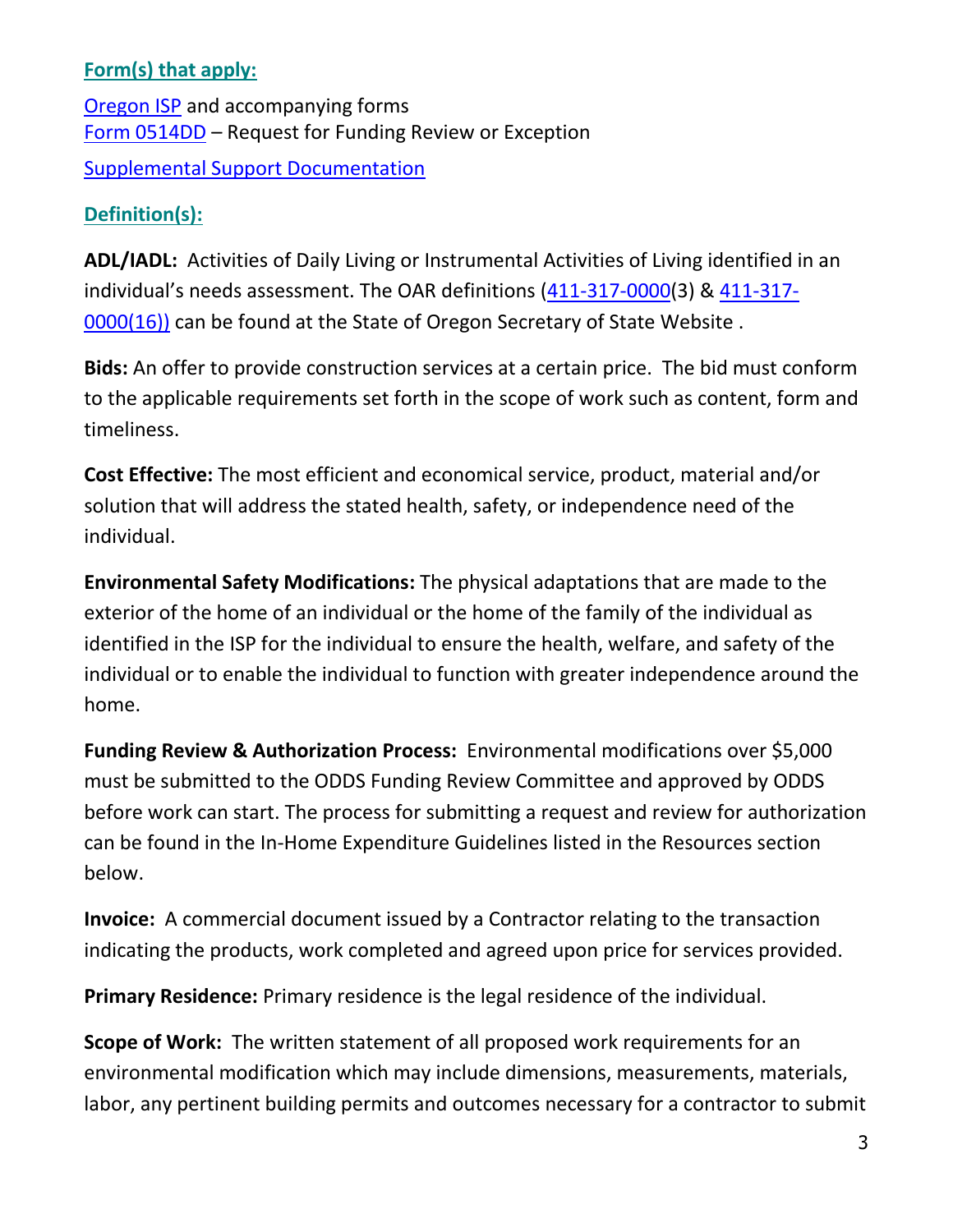### Form(s) that apply:

Oregon ISP and accompanying forms
Form 0514DD – Request for Funding Review or Exception

Supplemental Support Documentation

### Definition(s):

**ADL/IADL:** Activities of Daily Living or Instrumental Activities of Living identified in an individual's needs assessment. The OAR definitions (411-317-0000(3) & 411-317-0000(16)) can be found at the State of Oregon Secretary of State Website .

**Bids:** An offer to provide construction services at a certain price. The bid must conform to the applicable requirements set forth in the scope of work such as content, form and timeliness.

**Cost Effective:** The most efficient and economical service, product, material and/or solution that will address the stated health, safety, or independence need of the individual.

**Environmental Safety Modifications:** The physical adaptations that are made to the exterior of the home of an individual or the home of the family of the individual as identified in the ISP for the individual to ensure the health, welfare, and safety of the individual or to enable the individual to function with greater independence around the home.

**Funding Review & Authorization Process:** Environmental modifications over $5,000 must be submitted to the ODDS Funding Review Committee and approved by ODDS before work can start. The process for submitting a request and review for authorization can be found in the In-Home Expenditure Guidelines listed in the Resources section below.

**Invoice:** A commercial document issued by a Contractor relating to the transaction indicating the products, work completed and agreed upon price for services provided.

**Primary Residence:** Primary residence is the legal residence of the individual.

**Scope of Work:** The written statement of all proposed work requirements for an environmental modification which may include dimensions, measurements, materials, labor, any pertinent building permits and outcomes necessary for a contractor to submit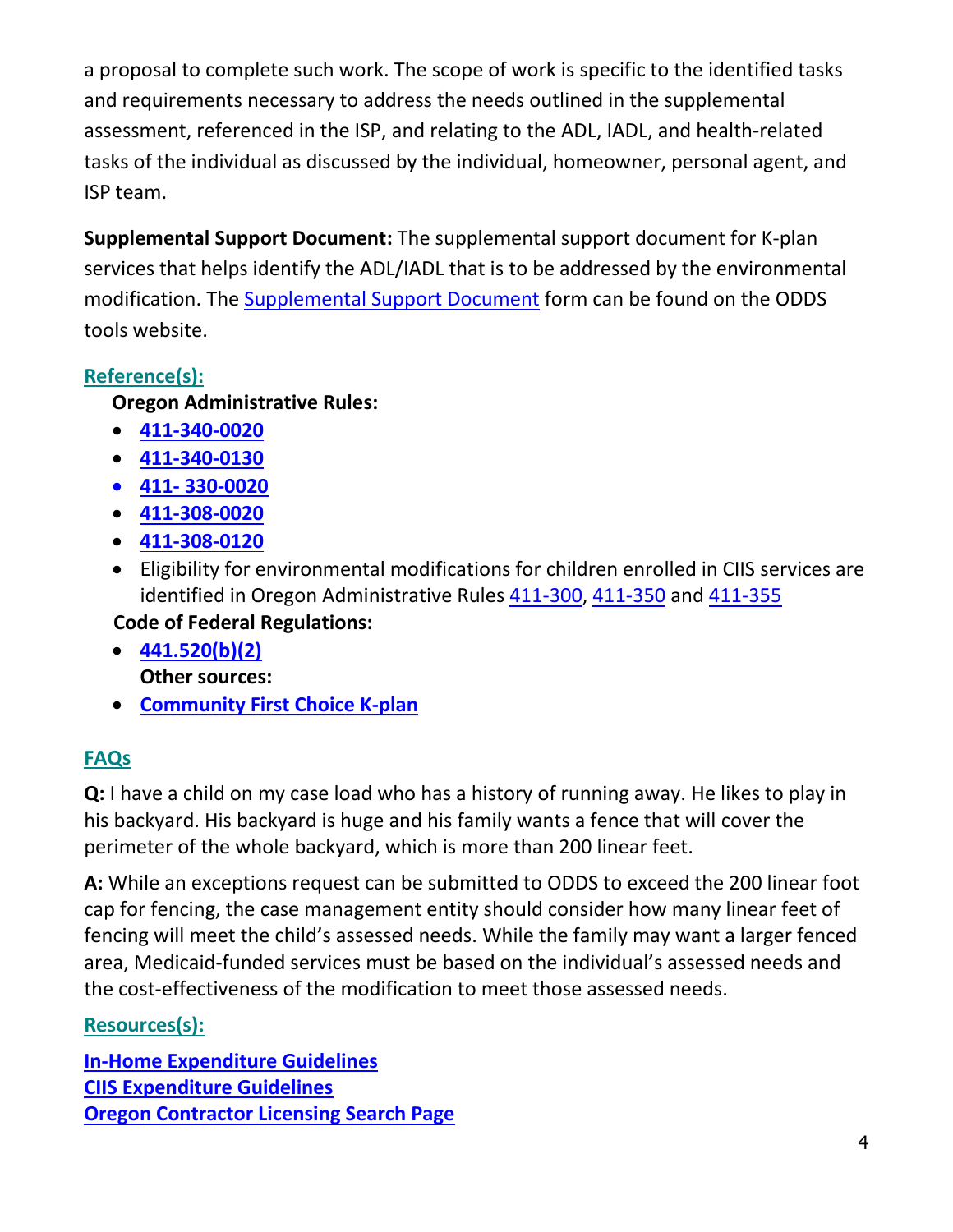a proposal to complete such work. The scope of work is specific to the identified tasks and requirements necessary to address the needs outlined in the supplemental assessment, referenced in the ISP, and relating to the ADL, IADL, and health-related tasks of the individual as discussed by the individual, homeowner, personal agent, and ISP team.

**Supplemental Support Document:** The supplemental support document for K-plan services that helps identify the ADL/IADL that is to be addressed by the environmental modification. The Supplemental Support Document form can be found on the ODDS tools website.

## Reference(s):

**Oregon Administrative Rules:**

- **411-340-0020**
- **411-340-0130**
- **411- 330-0020**
- **411-308-0020**
- **411-308-0120**
- Eligibility for environmental modifications for children enrolled in CIIS services are identified in Oregon Administrative Rules 411-300, 411-350 and 411-355

**Code of Federal Regulations:**

- **441.520(b)(2)**

**Other sources:**

- **Community First Choice K-plan**

## FAQs

**Q:** I have a child on my case load who has a history of running away. He likes to play in his backyard. His backyard is huge and his family wants a fence that will cover the perimeter of the whole backyard, which is more than 200 linear feet.

**A:** While an exceptions request can be submitted to ODDS to exceed the 200 linear foot cap for fencing, the case management entity should consider how many linear feet of fencing will meet the child's assessed needs. While the family may want a larger fenced area, Medicaid-funded services must be based on the individual's assessed needs and the cost-effectiveness of the modification to meet those assessed needs.

## Resources(s):

**In-Home Expenditure Guidelines**
**CIIS Expenditure Guidelines**
**Oregon Contractor Licensing Search Page**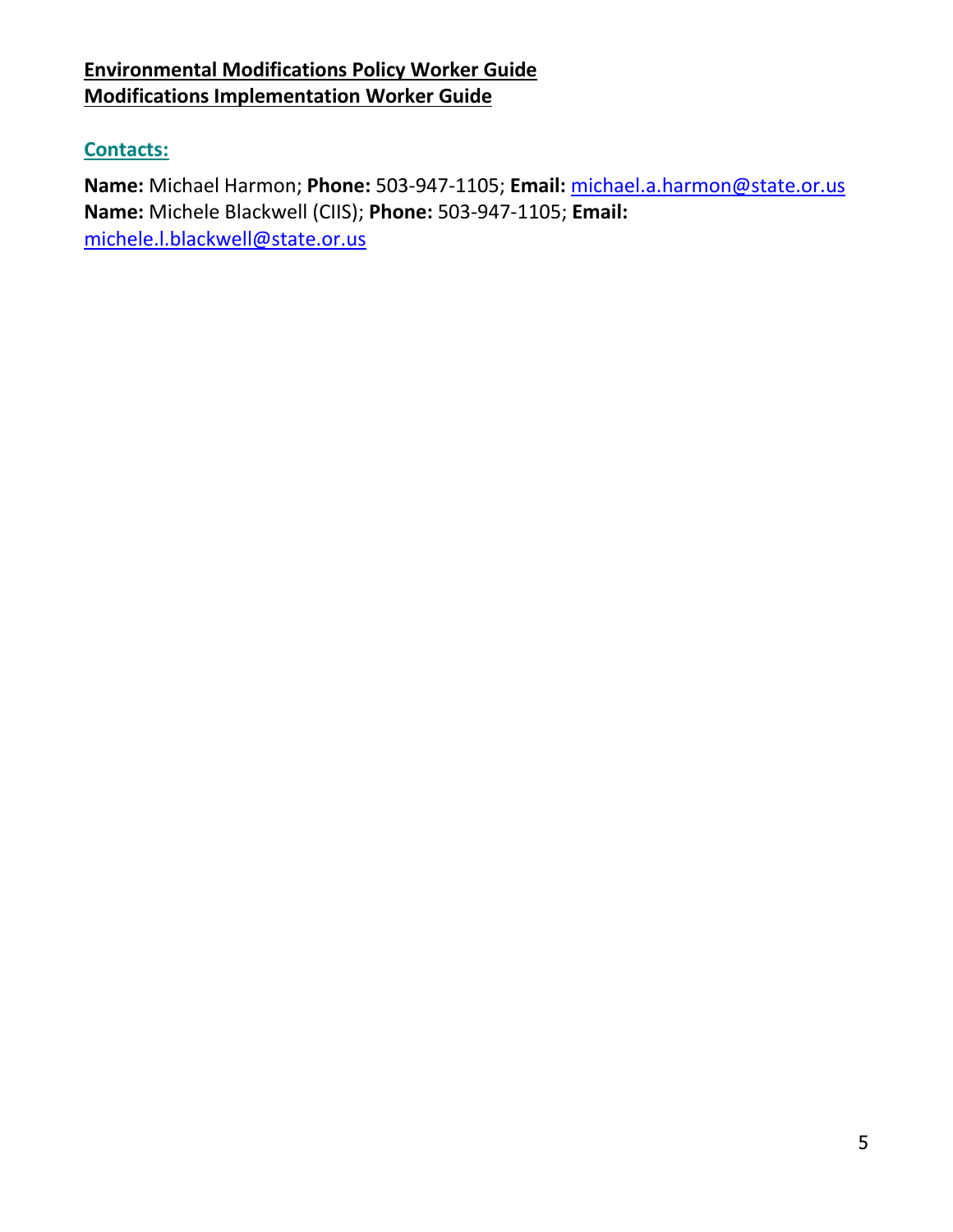**Environmental Modifications Policy Worker Guide**
**Modifications Implementation Worker Guide**

## Contacts:

**Name:** Michael Harmon; **Phone:** 503-947-1105; **Email:** michael.a.harmon@state.or.us
**Name:** Michele Blackwell (CIIS); **Phone:** 503-947-1105; **Email:** michele.l.blackwell@state.or.us